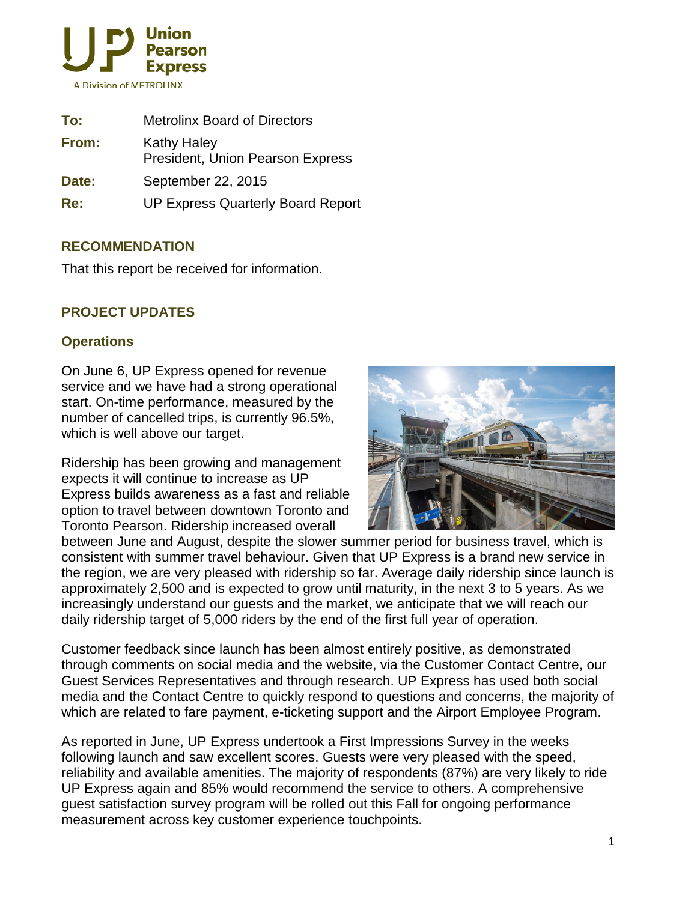**To:** Metrolinx Board of Directors

**From:** Kathy Haley
President, Union Pearson Express

**Date:** September 22, 2015

**Re:** UP Express Quarterly Board Report

## RECOMMENDATION

That this report be received for information.

## PROJECT UPDATES

### Operations

On June 6, UP Express opened for revenue service and we have had a strong operational start. On-time performance, measured by the number of cancelled trips, is currently 96.5%, which is well above our target.

Ridership has been growing and management expects it will continue to increase as UP Express builds awareness as a fast and reliable option to travel between downtown Toronto and Toronto Pearson. Ridership increased overall between June and August, despite the slower summer period for business travel, which is consistent with summer travel behaviour. Given that UP Express is a brand new service in the region, we are very pleased with ridership so far. Average daily ridership since launch is approximately 2,500 and is expected to grow until maturity, in the next 3 to 5 years. As we increasingly understand our guests and the market, we anticipate that we will reach our daily ridership target of 5,000 riders by the end of the first full year of operation.

Customer feedback since launch has been almost entirely positive, as demonstrated through comments on social media and the website, via the Customer Contact Centre, our Guest Services Representatives and through research. UP Express has used both social media and the Contact Centre to quickly respond to questions and concerns, the majority of which are related to fare payment, e-ticketing support and the Airport Employee Program.

As reported in June, UP Express undertook a First Impressions Survey in the weeks following launch and saw excellent scores. Guests were very pleased with the speed, reliability and available amenities. The majority of respondents (87%) are very likely to ride UP Express again and 85% would recommend the service to others. A comprehensive guest satisfaction survey program will be rolled out this Fall for ongoing performance measurement across key customer experience touchpoints.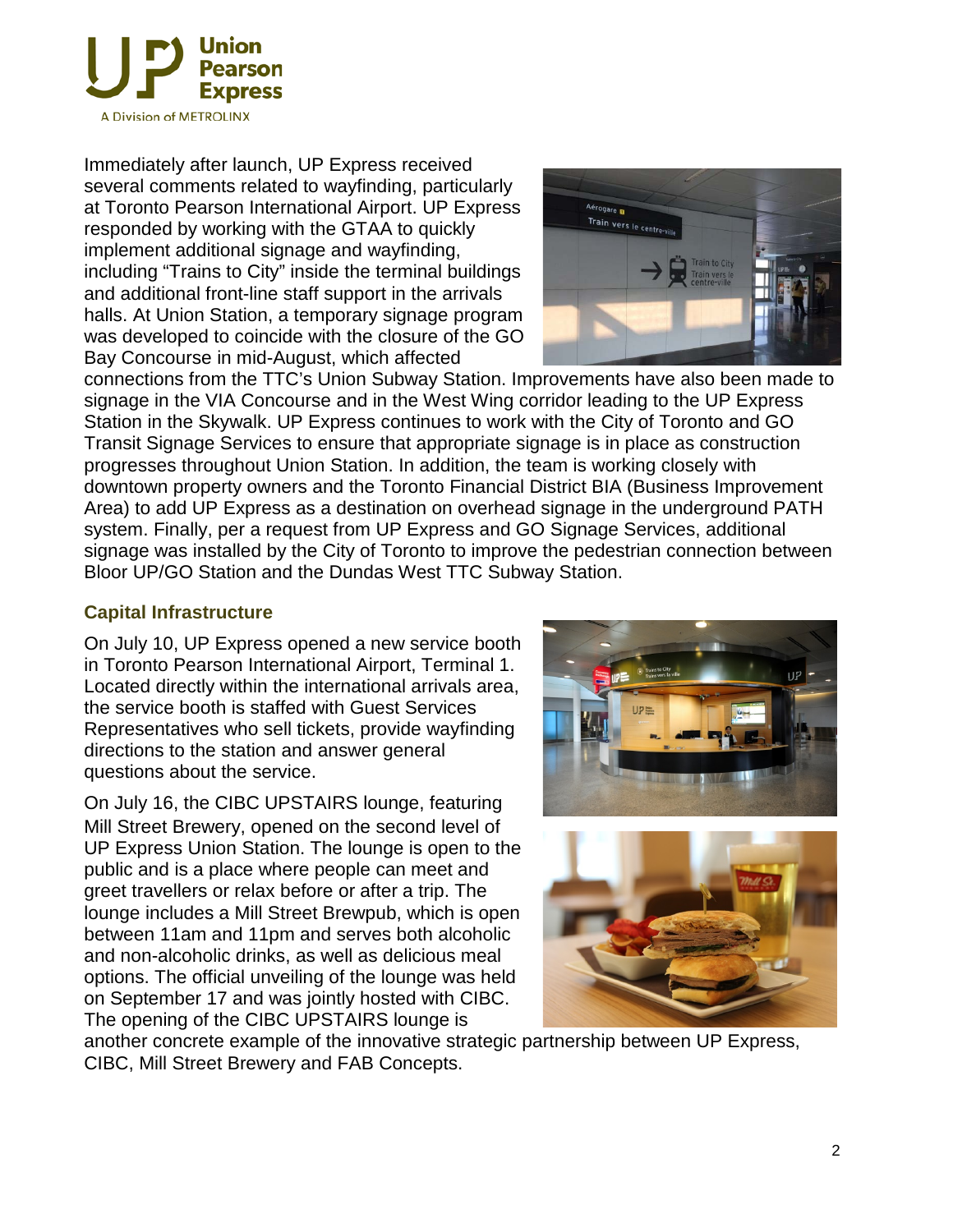Immediately after launch, UP Express received several comments related to wayfinding, particularly at Toronto Pearson International Airport. UP Express responded by working with the GTAA to quickly implement additional signage and wayfinding, including "Trains to City" inside the terminal buildings and additional front-line staff support in the arrivals halls. At Union Station, a temporary signage program was developed to coincide with the closure of the GO Bay Concourse in mid-August, which affected connections from the TTC's Union Subway Station. Improvements have also been made to signage in the VIA Concourse and in the West Wing corridor leading to the UP Express Station in the Skywalk. UP Express continues to work with the City of Toronto and GO Transit Signage Services to ensure that appropriate signage is in place as construction progresses throughout Union Station. In addition, the team is working closely with downtown property owners and the Toronto Financial District BIA (Business Improvement Area) to add UP Express as a destination on overhead signage in the underground PATH system. Finally, per a request from UP Express and GO Signage Services, additional signage was installed by the City of Toronto to improve the pedestrian connection between Bloor UP/GO Station and the Dundas West TTC Subway Station.

## Capital Infrastructure

On July 10, UP Express opened a new service booth in Toronto Pearson International Airport, Terminal 1. Located directly within the international arrivals area, the service booth is staffed with Guest Services Representatives who sell tickets, provide wayfinding directions to the station and answer general questions about the service.

On July 16, the CIBC UPSTAIRS lounge, featuring Mill Street Brewery, opened on the second level of UP Express Union Station. The lounge is open to the public and is a place where people can meet and greet travellers or relax before or after a trip. The lounge includes a Mill Street Brewpub, which is open between 11am and 11pm and serves both alcoholic and non-alcoholic drinks, as well as delicious meal options. The official unveiling of the lounge was held on September 17 and was jointly hosted with CIBC. The opening of the CIBC UPSTAIRS lounge is another concrete example of the innovative strategic partnership between UP Express, CIBC, Mill Street Brewery and FAB Concepts.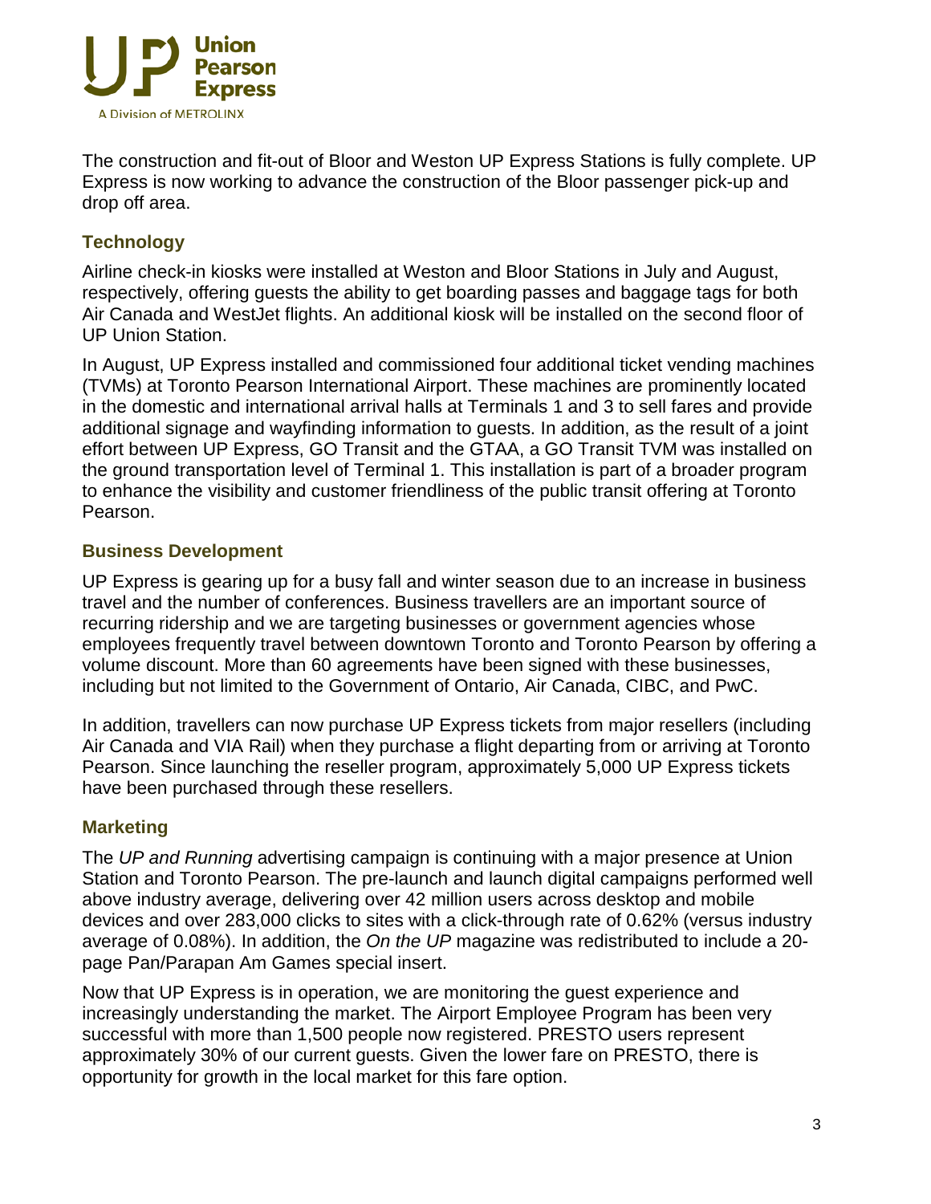The construction and fit-out of Bloor and Weston UP Express Stations is fully complete. UP Express is now working to advance the construction of the Bloor passenger pick-up and drop off area.

### Technology

Airline check-in kiosks were installed at Weston and Bloor Stations in July and August, respectively, offering guests the ability to get boarding passes and baggage tags for both Air Canada and WestJet flights. An additional kiosk will be installed on the second floor of UP Union Station.

In August, UP Express installed and commissioned four additional ticket vending machines (TVMs) at Toronto Pearson International Airport. These machines are prominently located in the domestic and international arrival halls at Terminals 1 and 3 to sell fares and provide additional signage and wayfinding information to guests. In addition, as the result of a joint effort between UP Express, GO Transit and the GTAA, a GO Transit TVM was installed on the ground transportation level of Terminal 1. This installation is part of a broader program to enhance the visibility and customer friendliness of the public transit offering at Toronto Pearson.

### Business Development

UP Express is gearing up for a busy fall and winter season due to an increase in business travel and the number of conferences. Business travellers are an important source of recurring ridership and we are targeting businesses or government agencies whose employees frequently travel between downtown Toronto and Toronto Pearson by offering a volume discount. More than 60 agreements have been signed with these businesses, including but not limited to the Government of Ontario, Air Canada, CIBC, and PwC.

In addition, travellers can now purchase UP Express tickets from major resellers (including Air Canada and VIA Rail) when they purchase a flight departing from or arriving at Toronto Pearson. Since launching the reseller program, approximately 5,000 UP Express tickets have been purchased through these resellers.

### Marketing

The *UP and Running* advertising campaign is continuing with a major presence at Union Station and Toronto Pearson. The pre-launch and launch digital campaigns performed well above industry average, delivering over 42 million users across desktop and mobile devices and over 283,000 clicks to sites with a click-through rate of 0.62% (versus industry average of 0.08%). In addition, the *On the UP* magazine was redistributed to include a 20-page Pan/Parapan Am Games special insert.

Now that UP Express is in operation, we are monitoring the guest experience and increasingly understanding the market. The Airport Employee Program has been very successful with more than 1,500 people now registered. PRESTO users represent approximately 30% of our current guests. Given the lower fare on PRESTO, there is opportunity for growth in the local market for this fare option.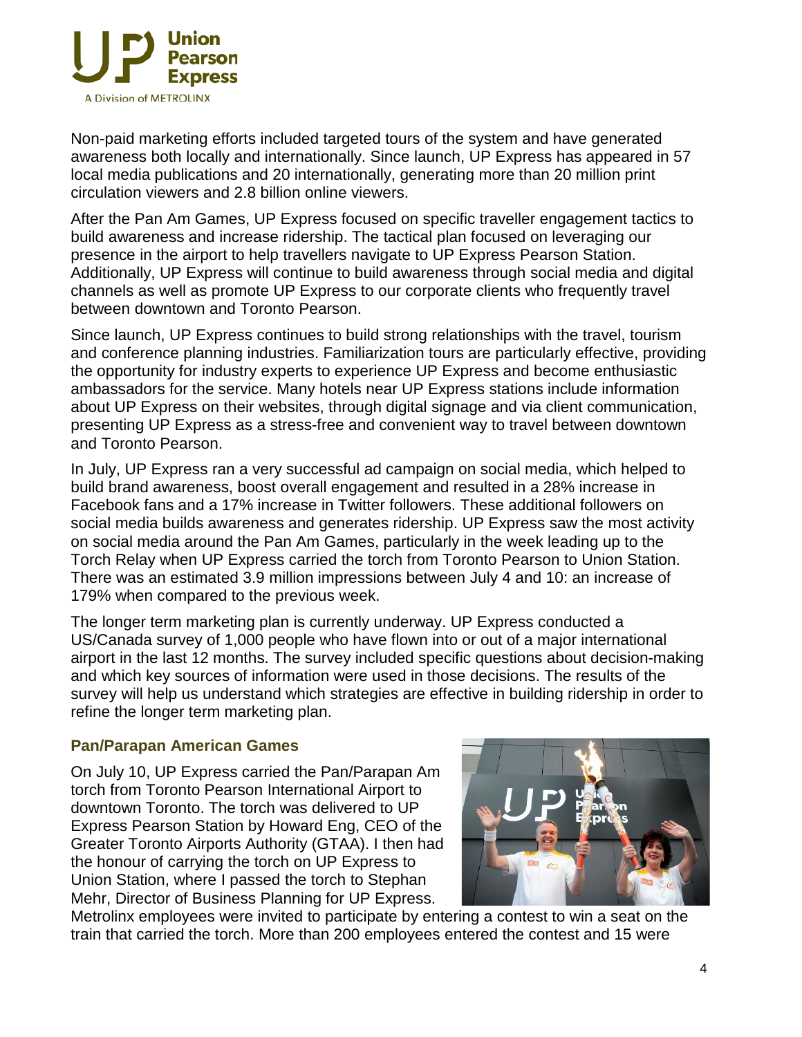Non-paid marketing efforts included targeted tours of the system and have generated awareness both locally and internationally. Since launch, UP Express has appeared in 57 local media publications and 20 internationally, generating more than 20 million print circulation viewers and 2.8 billion online viewers.

After the Pan Am Games, UP Express focused on specific traveller engagement tactics to build awareness and increase ridership. The tactical plan focused on leveraging our presence in the airport to help travellers navigate to UP Express Pearson Station. Additionally, UP Express will continue to build awareness through social media and digital channels as well as promote UP Express to our corporate clients who frequently travel between downtown and Toronto Pearson.

Since launch, UP Express continues to build strong relationships with the travel, tourism and conference planning industries. Familiarization tours are particularly effective, providing the opportunity for industry experts to experience UP Express and become enthusiastic ambassadors for the service. Many hotels near UP Express stations include information about UP Express on their websites, through digital signage and via client communication, presenting UP Express as a stress-free and convenient way to travel between downtown and Toronto Pearson.

In July, UP Express ran a very successful ad campaign on social media, which helped to build brand awareness, boost overall engagement and resulted in a 28% increase in Facebook fans and a 17% increase in Twitter followers. These additional followers on social media builds awareness and generates ridership. UP Express saw the most activity on social media around the Pan Am Games, particularly in the week leading up to the Torch Relay when UP Express carried the torch from Toronto Pearson to Union Station. There was an estimated 3.9 million impressions between July 4 and 10: an increase of 179% when compared to the previous week.

The longer term marketing plan is currently underway. UP Express conducted a US/Canada survey of 1,000 people who have flown into or out of a major international airport in the last 12 months. The survey included specific questions about decision-making and which key sources of information were used in those decisions. The results of the survey will help us understand which strategies are effective in building ridership in order to refine the longer term marketing plan.

### Pan/Parapan American Games

On July 10, UP Express carried the Pan/Parapan Am torch from Toronto Pearson International Airport to downtown Toronto. The torch was delivered to UP Express Pearson Station by Howard Eng, CEO of the Greater Toronto Airports Authority (GTAA). I then had the honour of carrying the torch on UP Express to Union Station, where I passed the torch to Stephan Mehr, Director of Business Planning for UP Express. Metrolinx employees were invited to participate by entering a contest to win a seat on the train that carried the torch. More than 200 employees entered the contest and 15 were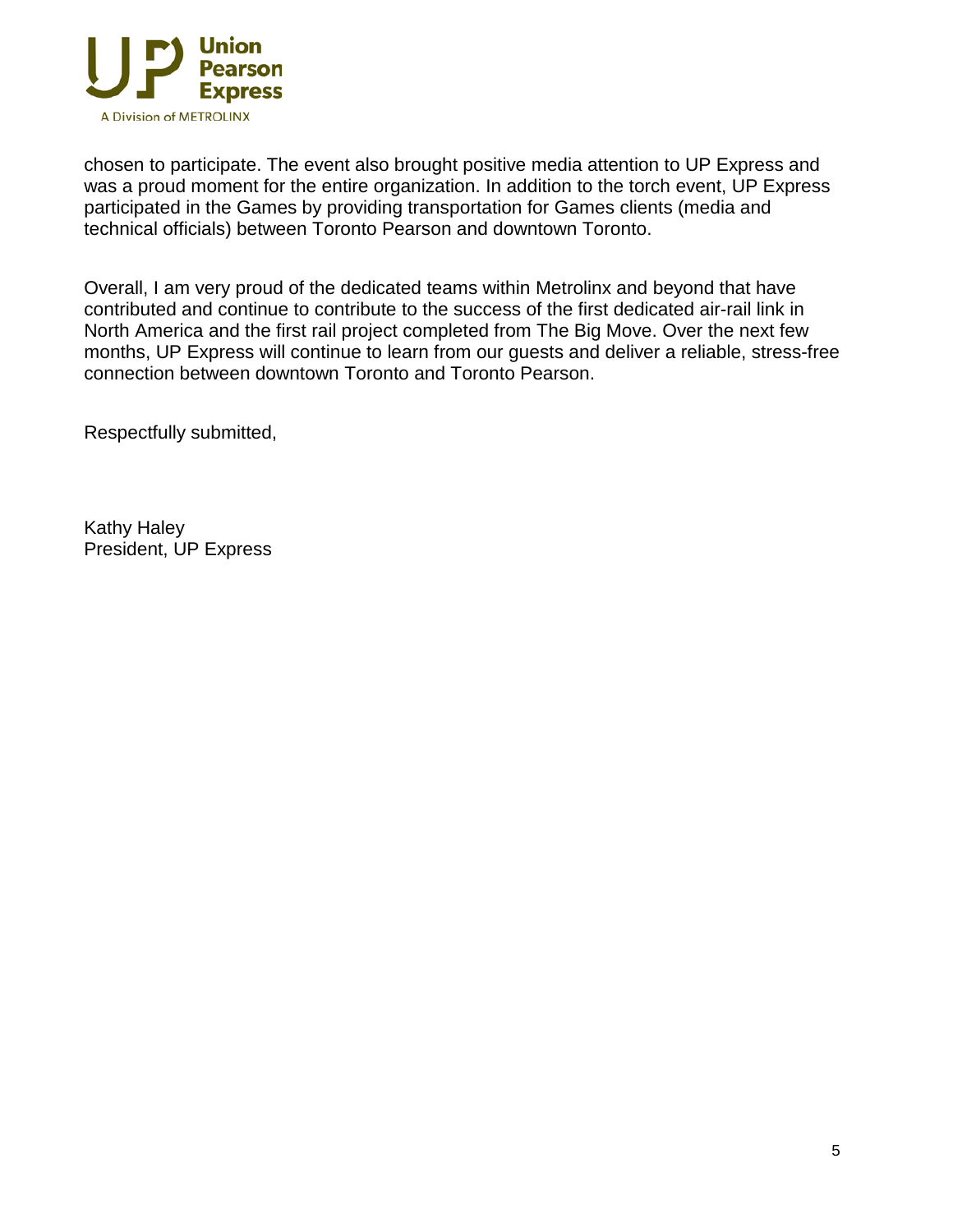chosen to participate. The event also brought positive media attention to UP Express and was a proud moment for the entire organization. In addition to the torch event, UP Express participated in the Games by providing transportation for Games clients (media and technical officials) between Toronto Pearson and downtown Toronto.

Overall, I am very proud of the dedicated teams within Metrolinx and beyond that have contributed and continue to contribute to the success of the first dedicated air-rail link in North America and the first rail project completed from The Big Move. Over the next few months, UP Express will continue to learn from our guests and deliver a reliable, stress-free connection between downtown Toronto and Toronto Pearson.

Respectfully submitted,

Kathy Haley
President, UP Express